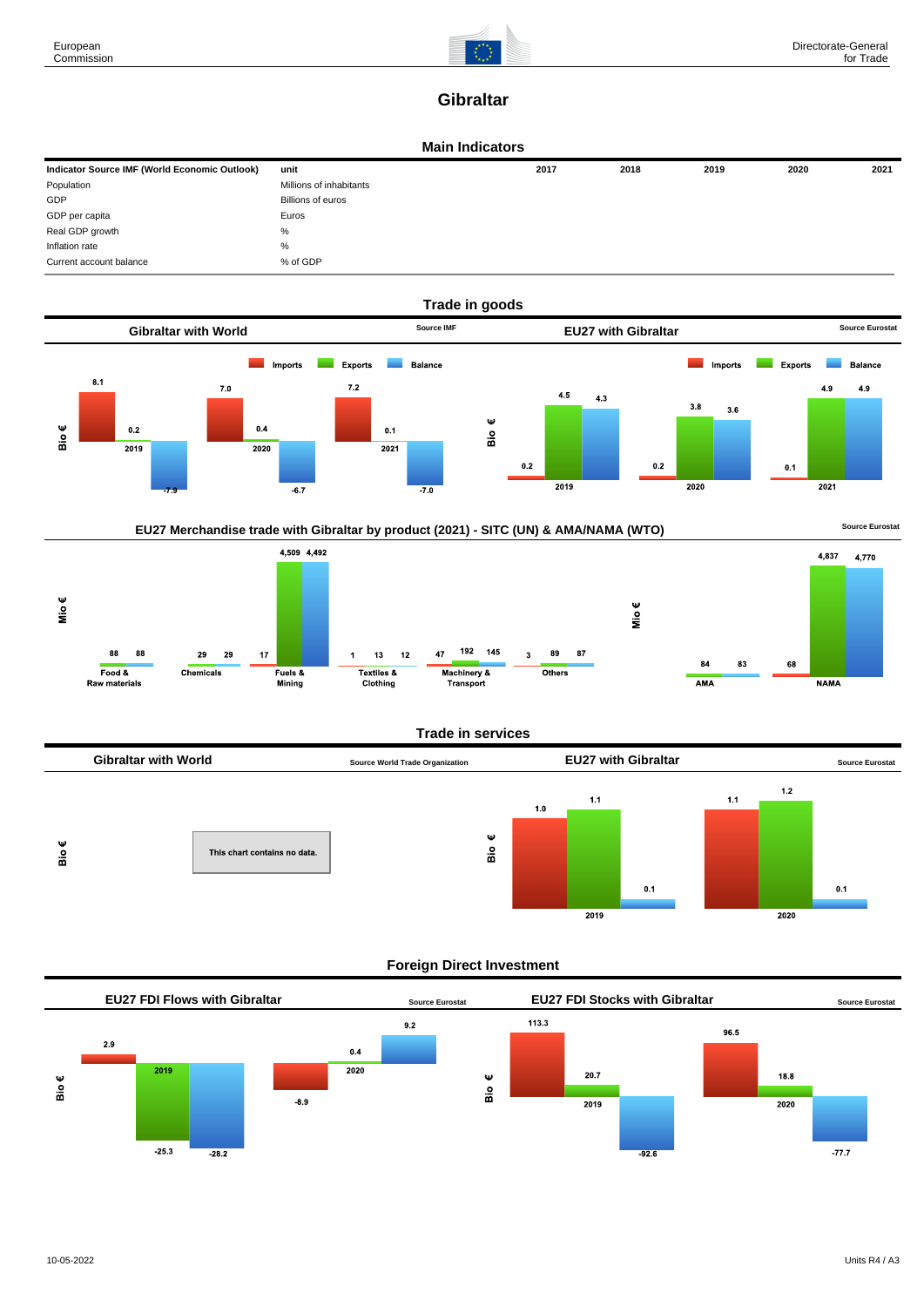European Commission

Directorate-General for Trade

# Gibraltar

## Main Indicators

| Indicator Source IMF (World Economic Outlook) | unit | 2017 | 2018 | 2019 | 2020 | 2021 |
|---|---|---|---|---|---|---|
| Population | Millions of inhabitants | | | | | |
| GDP | Billions of euros | | | | | |
| GDP per capita | Euros | | | | | |
| Real GDP growth | % | | | | | |
| Inflation rate | % | | | | | |
| Current account balance | % of GDP | | | | | |

## Trade in goods

### Gibraltar with World

Source IMF

Bio €

| | Imports | Exports | Balance |
|---|---|---|---|
| 2019 | 8.1 | 0.2 | -7.9 |
| 2020 | 7.0 | 0.4 | -6.7 |
| 2021 | 7.2 | 0.1 | -7.0 |

### EU27 with Gibraltar

Source Eurostat

Bio €

| | Imports | Exports | Balance |
|---|---|---|---|
| 2019 | 0.2 | 4.5 | 4.3 |
| 2020 | 0.2 | 3.8 | 3.6 |
| 2021 | 0.1 | 4.9 | 4.9 |

### EU27 Merchandise trade with Gibraltar by product (2021) - SITC (UN) & AMA/NAMA (WTO)

Source Eurostat

Mio €

| | Imports | Exports | Balance |
|---|---|---|---|
| Food & Raw materials | | 88 | 88 |
| Chemicals | | 29 | 29 |
| Fuels & Mining | 17 | 4,509 | 4,492 |
| Textiles & Clothing | 1 | 13 | 12 |
| Machinery & Transport | 47 | 192 | 145 |
| Others | 3 | 89 | 87 |

Mio €

| | Imports | Exports | Balance |
|---|---|---|---|
| AMA | | 84 | 83 |
| NAMA | 68 | 4,837 | 4,770 |

## Trade in services

### Gibraltar with World

Source World Trade Organization

Bio €

This chart contains no data.

### EU27 with Gibraltar

Source Eurostat

Bio €

| | Imports | Exports | Balance |
|---|---|---|---|
| 2019 | 1.0 | 1.1 | 0.1 |
| 2020 | 1.1 | 1.2 | 0.1 |

## Foreign Direct Investment

### EU27 FDI Flows with Gibraltar

Source Eurostat

Bio €

| | Inward | Outward | Balance |
|---|---|---|---|
| 2019 | 2.9 | -25.3 | -28.2 |
| 2020 | -8.9 | 0.4 | 9.2 |

### EU27 FDI Stocks with Gibraltar

Source Eurostat

Bio €

| | Inward | Outward | Balance |
|---|---|---|---|
| 2019 | 113.3 | 20.7 | -92.6 |
| 2020 | 96.5 | 18.8 | -77.7 |

10-05-2022

Units R4 / A3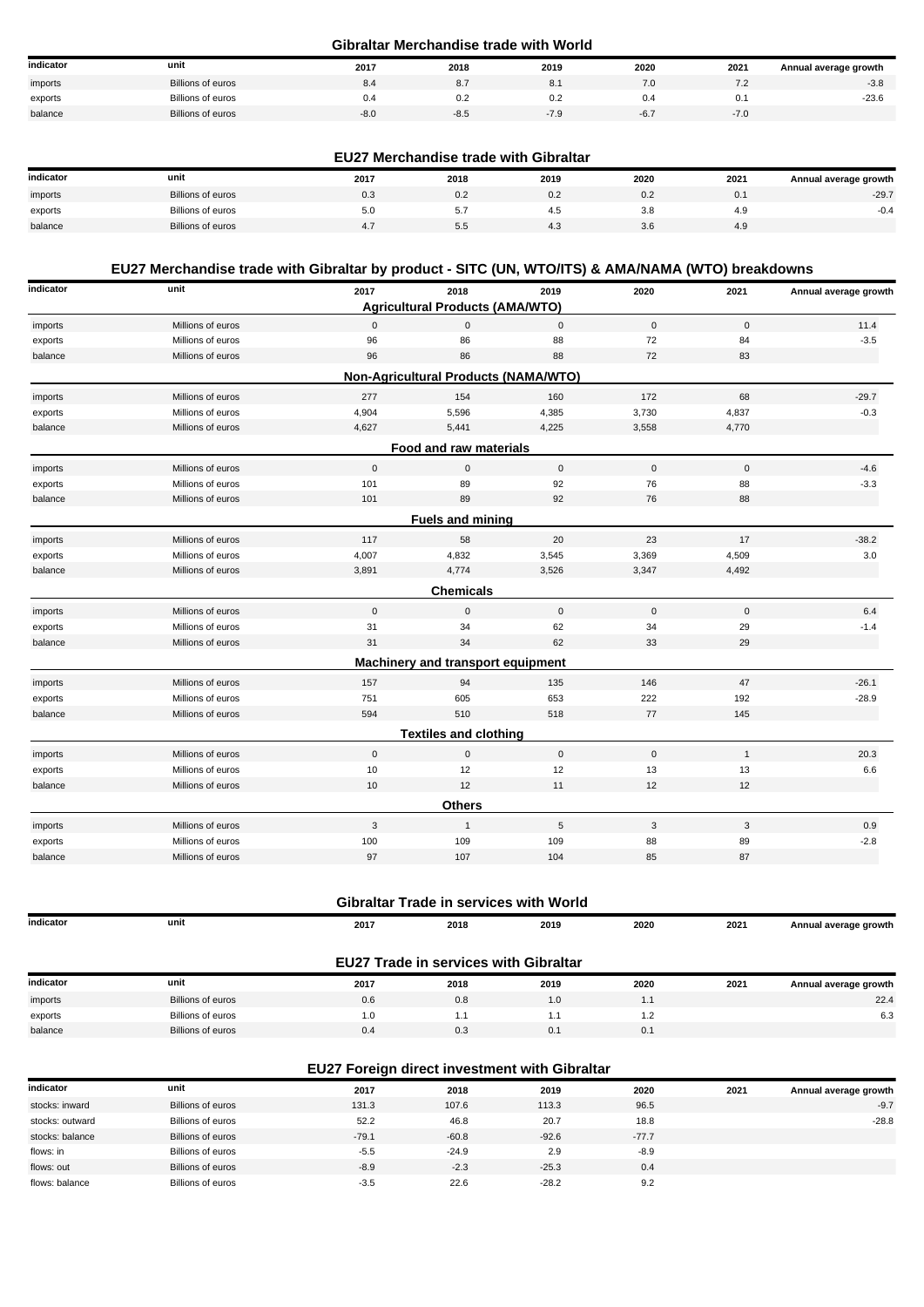## Gibraltar Merchandise trade with World

| indicator | unit | 2017 | 2018 | 2019 | 2020 | 2021 | Annual average growth |
|---|---|---|---|---|---|---|---|
| imports | Billions of euros | 8.4 | 8.7 | 8.1 | 7.0 | 7.2 | -3.8 |
| exports | Billions of euros | 0.4 | 0.2 | 0.2 | 0.4 | 0.1 | -23.6 |
| balance | Billions of euros | -8.0 | -8.5 | -7.9 | -6.7 | -7.0 | |

## EU27 Merchandise trade with Gibraltar

| indicator | unit | 2017 | 2018 | 2019 | 2020 | 2021 | Annual average growth |
|---|---|---|---|---|---|---|---|
| imports | Billions of euros | 0.3 | 0.2 | 0.2 | 0.2 | 0.1 | -29.7 |
| exports | Billions of euros | 5.0 | 5.7 | 4.5 | 3.8 | 4.9 | -0.4 |
| balance | Billions of euros | 4.7 | 5.5 | 4.3 | 3.6 | 4.9 | |

## EU27 Merchandise trade with Gibraltar by product - SITC (UN, WTO/ITS) & AMA/NAMA (WTO) breakdowns

| indicator | unit | 2017 | 2018 | 2019 | 2020 | 2021 | Annual average growth |
|---|---|---|---|---|---|---|---|
| **Agricultural Products (AMA/WTO)** | | | | | | | |
| imports | Millions of euros | 0 | 0 | 0 | 0 | 0 | 11.4 |
| exports | Millions of euros | 96 | 86 | 88 | 72 | 84 | -3.5 |
| balance | Millions of euros | 96 | 86 | 88 | 72 | 83 | |
| **Non-Agricultural Products (NAMA/WTO)** | | | | | | | |
| imports | Millions of euros | 277 | 154 | 160 | 172 | 68 | -29.7 |
| exports | Millions of euros | 4,904 | 5,596 | 4,385 | 3,730 | 4,837 | -0.3 |
| balance | Millions of euros | 4,627 | 5,441 | 4,225 | 3,558 | 4,770 | |
| **Food and raw materials** | | | | | | | |
| imports | Millions of euros | 0 | 0 | 0 | 0 | 0 | -4.6 |
| exports | Millions of euros | 101 | 89 | 92 | 76 | 88 | -3.3 |
| balance | Millions of euros | 101 | 89 | 92 | 76 | 88 | |
| **Fuels and mining** | | | | | | | |
| imports | Millions of euros | 117 | 58 | 20 | 23 | 17 | -38.2 |
| exports | Millions of euros | 4,007 | 4,832 | 3,545 | 3,369 | 4,509 | 3.0 |
| balance | Millions of euros | 3,891 | 4,774 | 3,526 | 3,347 | 4,492 | |
| **Chemicals** | | | | | | | |
| imports | Millions of euros | 0 | 0 | 0 | 0 | 0 | 6.4 |
| exports | Millions of euros | 31 | 34 | 62 | 34 | 29 | -1.4 |
| balance | Millions of euros | 31 | 34 | 62 | 33 | 29 | |
| **Machinery and transport equipment** | | | | | | | |
| imports | Millions of euros | 157 | 94 | 135 | 146 | 47 | -26.1 |
| exports | Millions of euros | 751 | 605 | 653 | 222 | 192 | -28.9 |
| balance | Millions of euros | 594 | 510 | 518 | 77 | 145 | |
| **Textiles and clothing** | | | | | | | |
| imports | Millions of euros | 0 | 0 | 0 | 0 | 1 | 20.3 |
| exports | Millions of euros | 10 | 12 | 12 | 13 | 13 | 6.6 |
| balance | Millions of euros | 10 | 12 | 11 | 12 | 12 | |
| **Others** | | | | | | | |
| imports | Millions of euros | 3 | 1 | 5 | 3 | 3 | 0.9 |
| exports | Millions of euros | 100 | 109 | 109 | 88 | 89 | -2.8 |
| balance | Millions of euros | 97 | 107 | 104 | 85 | 87 | |

## Gibraltar Trade in services with World

| indicator | unit | 2017 | 2018 | 2019 | 2020 | 2021 | Annual average growth |
|---|---|---|---|---|---|---|---|

## EU27 Trade in services with Gibraltar

| indicator | unit | 2017 | 2018 | 2019 | 2020 | 2021 | Annual average growth |
|---|---|---|---|---|---|---|---|
| imports | Billions of euros | 0.6 | 0.8 | 1.0 | 1.1 | | 22.4 |
| exports | Billions of euros | 1.0 | 1.1 | 1.1 | 1.2 | | 6.3 |
| balance | Billions of euros | 0.4 | 0.3 | 0.1 | 0.1 | | |

## EU27 Foreign direct investment with Gibraltar

| indicator | unit | 2017 | 2018 | 2019 | 2020 | 2021 | Annual average growth |
|---|---|---|---|---|---|---|---|
| stocks: inward | Billions of euros | 131.3 | 107.6 | 113.3 | 96.5 | | -9.7 |
| stocks: outward | Billions of euros | 52.2 | 46.8 | 20.7 | 18.8 | | -28.8 |
| stocks: balance | Billions of euros | -79.1 | -60.8 | -92.6 | -77.7 | | |
| flows: in | Billions of euros | -5.5 | -24.9 | 2.9 | -8.9 | | |
| flows: out | Billions of euros | -8.9 | -2.3 | -25.3 | 0.4 | | |
| flows: balance | Billions of euros | -3.5 | 22.6 | -28.2 | 9.2 | | |